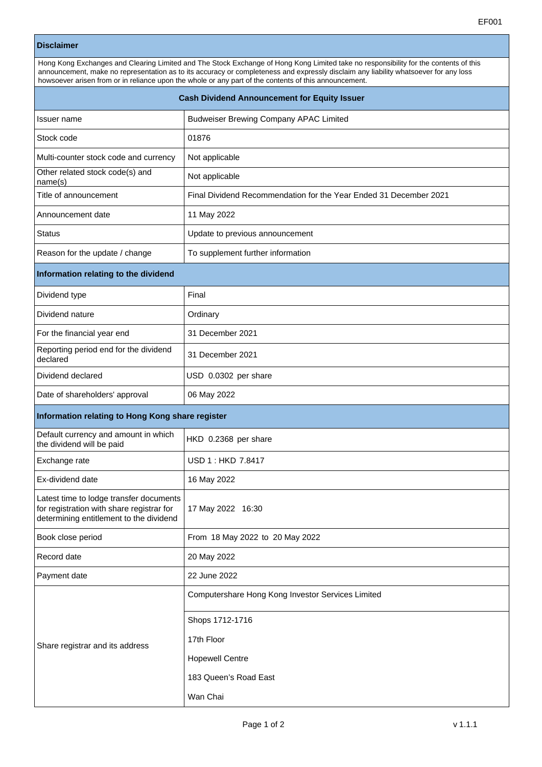EF001

## Disclaimer

Hong Kong Exchanges and Clearing Limited and The Stock Exchange of Hong Kong Limited take no responsibility for the contents of this announcement, make no representation as to its accuracy or completeness and expressly disclaim any liability whatsoever for any loss howsoever arisen from or in reliance upon the whole or any part of the contents of this announcement.

## Cash Dividend Announcement for Equity Issuer

| | |
|---|---|
| Issuer name | Budweiser Brewing Company APAC Limited |
| Stock code | 01876 |
| Multi-counter stock code and currency | Not applicable |
| Other related stock code(s) and name(s) | Not applicable |
| Title of announcement | Final Dividend Recommendation for the Year Ended 31 December 2021 |
| Announcement date | 11 May 2022 |
| Status | Update to previous announcement |
| Reason for the update / change | To supplement further information |

### Information relating to the dividend

| | |
|---|---|
| Dividend type | Final |
| Dividend nature | Ordinary |
| For the financial year end | 31 December 2021 |
| Reporting period end for the dividend declared | 31 December 2021 |
| Dividend declared | USD 0.0302 per share |
| Date of shareholders' approval | 06 May 2022 |

### Information relating to Hong Kong share register

| | |
|---|---|
| Default currency and amount in which the dividend will be paid | HKD 0.2368 per share |
| Exchange rate | USD 1 : HKD 7.8417 |
| Ex-dividend date | 16 May 2022 |
| Latest time to lodge transfer documents for registration with share registrar for determining entitlement to the dividend | 17 May 2022 16:30 |
| Book close period | From 18 May 2022 to 20 May 2022 |
| Record date | 20 May 2022 |
| Payment date | 22 June 2022 |
| Share registrar and its address | Computershare Hong Kong Investor Services Limited<br>Shops 1712-1716<br>17th Floor<br>Hopewell Centre<br>183 Queen's Road East<br>Wan Chai |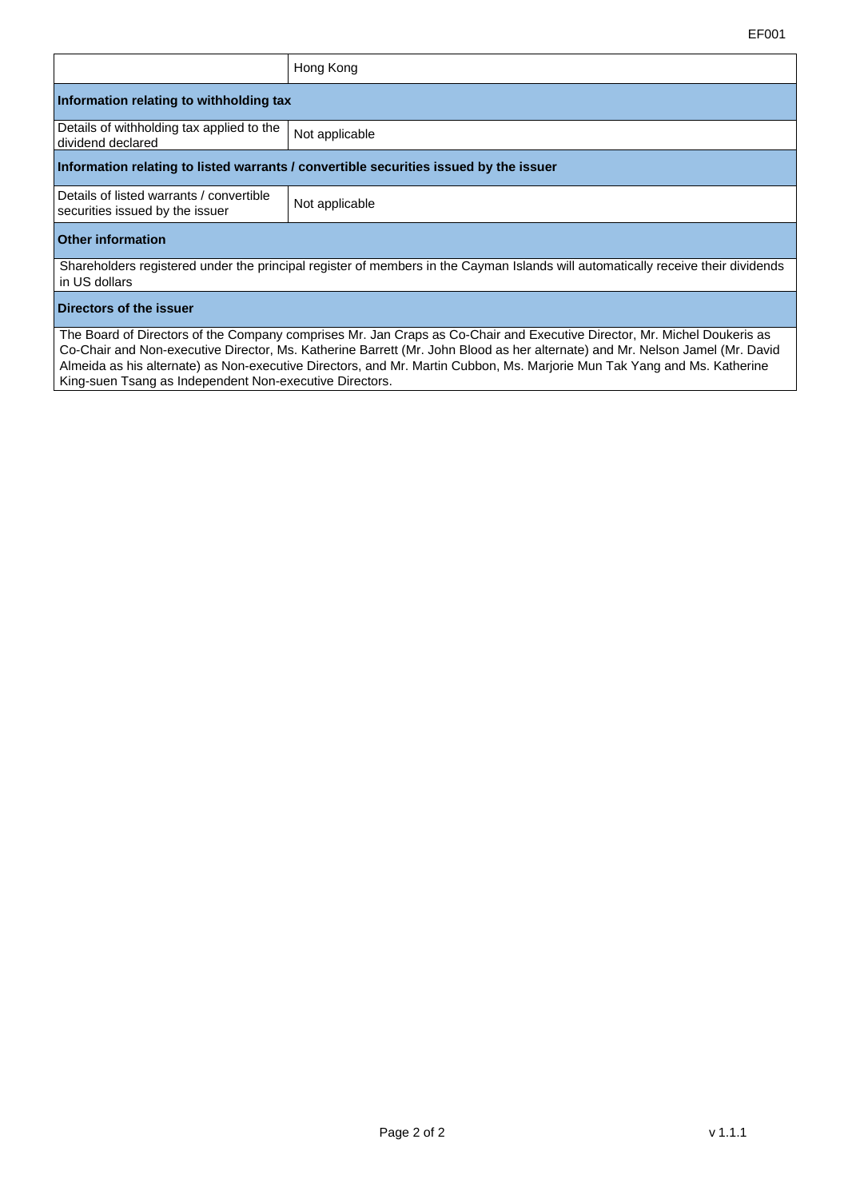| | |
|---|---|
| | Hong Kong |

**Information relating to withholding tax**

| | |
|---|---|
| Details of withholding tax applied to the dividend declared | Not applicable |

**Information relating to listed warrants / convertible securities issued by the issuer**

| | |
|---|---|
| Details of listed warrants / convertible securities issued by the issuer | Not applicable |

**Other information**

Shareholders registered under the principal register of members in the Cayman Islands will automatically receive their dividends in US dollars

**Directors of the issuer**

The Board of Directors of the Company comprises Mr. Jan Craps as Co-Chair and Executive Director, Mr. Michel Doukeris as Co-Chair and Non-executive Director, Ms. Katherine Barrett (Mr. John Blood as her alternate) and Mr. Nelson Jamel (Mr. David Almeida as his alternate) as Non-executive Directors, and Mr. Martin Cubbon, Ms. Marjorie Mun Tak Yang and Ms. Katherine King-suen Tsang as Independent Non-executive Directors.